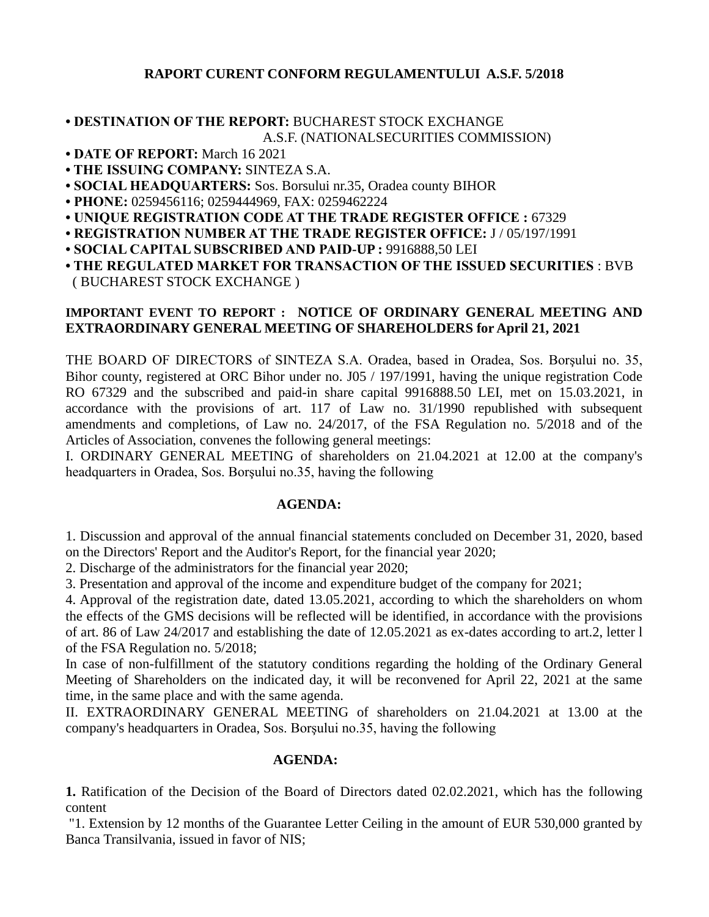## RAPORT CURENT CONFORM REGULAMENTULUI A.S.F. 5/2018

- **DESTINATION OF THE REPORT:** BUCHAREST STOCK EXCHANGE
  A.S.F. (NATIONALSECURITIES COMMISSION)
- **DATE OF REPORT:** March 16 2021
- **THE ISSUING COMPANY:** SINTEZA S.A.
- **SOCIAL HEADQUARTERS:** Sos. Borsului nr.35, Oradea county BIHOR
- **PHONE:** 0259456116; 0259444969, FAX: 0259462224
- **UNIQUE REGISTRATION CODE AT THE TRADE REGISTER OFFICE :** 67329
- **REGISTRATION NUMBER AT THE TRADE REGISTER OFFICE:** J / 05/197/1991
- **SOCIAL CAPITAL SUBSCRIBED AND PAID-UP :** 9916888,50 LEI
- **THE REGULATED MARKET FOR TRANSACTION OF THE ISSUED SECURITIES** : BVB ( BUCHAREST STOCK EXCHANGE )

**IMPORTANT EVENT TO REPORT : NOTICE OF ORDINARY GENERAL MEETING AND EXTRAORDINARY GENERAL MEETING OF SHAREHOLDERS for April 21, 2021**

THE BOARD OF DIRECTORS of SINTEZA S.A. Oradea, based in Oradea, Sos. Borşului no. 35, Bihor county, registered at ORC Bihor under no. J05 / 197/1991, having the unique registration Code RO 67329 and the subscribed and paid-in share capital 9916888.50 LEI, met on 15.03.2021, in accordance with the provisions of art. 117 of Law no. 31/1990 republished with subsequent amendments and completions, of Law no. 24/2017, of the FSA Regulation no. 5/2018 and of the Articles of Association, convenes the following general meetings:

I. ORDINARY GENERAL MEETING of shareholders on 21.04.2021 at 12.00 at the company's headquarters in Oradea, Sos. Borşului no.35, having the following

**AGENDA:**

1. Discussion and approval of the annual financial statements concluded on December 31, 2020, based on the Directors' Report and the Auditor's Report, for the financial year 2020;
2. Discharge of the administrators for the financial year 2020;
3. Presentation and approval of the income and expenditure budget of the company for 2021;
4. Approval of the registration date, dated 13.05.2021, according to which the shareholders on whom the effects of the GMS decisions will be reflected will be identified, in accordance with the provisions of art. 86 of Law 24/2017 and establishing the date of 12.05.2021 as ex-dates according to art.2, letter l of the FSA Regulation no. 5/2018;

In case of non-fulfillment of the statutory conditions regarding the holding of the Ordinary General Meeting of Shareholders on the indicated day, it will be reconvened for April 22, 2021 at the same time, in the same place and with the same agenda.

II. EXTRAORDINARY GENERAL MEETING of shareholders on 21.04.2021 at 13.00 at the company's headquarters in Oradea, Sos. Borşului no.35, having the following

**AGENDA:**

**1.** Ratification of the Decision of the Board of Directors dated 02.02.2021, which has the following content

"1. Extension by 12 months of the Guarantee Letter Ceiling in the amount of EUR 530,000 granted by Banca Transilvania, issued in favor of NIS;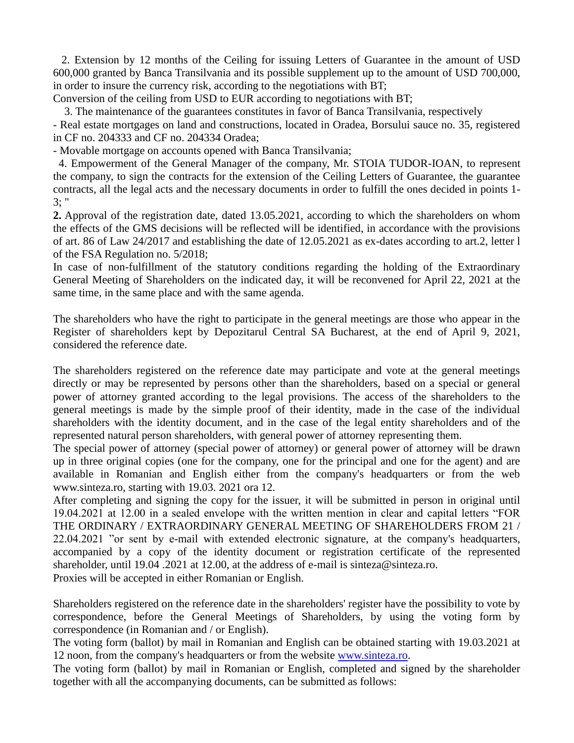2. Extension by 12 months of the Ceiling for issuing Letters of Guarantee in the amount of USD 600,000 granted by Banca Transilvania and its possible supplement up to the amount of USD 700,000, in order to insure the currency risk, according to the negotiations with BT;
Conversion of the ceiling from USD to EUR according to negotiations with BT;

3. The maintenance of the guarantees constitutes in favor of Banca Transilvania, respectively
- Real estate mortgages on land and constructions, located in Oradea, Borsului sauce no. 35, registered in CF no. 204333 and CF no. 204334 Oradea;
- Movable mortgage on accounts opened with Banca Transilvania;

4. Empowerment of the General Manager of the company, Mr. STOIA TUDOR-IOAN, to represent the company, to sign the contracts for the extension of the Ceiling Letters of Guarantee, the guarantee contracts, all the legal acts and the necessary documents in order to fulfill the ones decided in points 1-3; "

**2.** Approval of the registration date, dated 13.05.2021, according to which the shareholders on whom the effects of the GMS decisions will be reflected will be identified, in accordance with the provisions of art. 86 of Law 24/2017 and establishing the date of 12.05.2021 as ex-dates according to art.2, letter l of the FSA Regulation no. 5/2018;

In case of non-fulfillment of the statutory conditions regarding the holding of the Extraordinary General Meeting of Shareholders on the indicated day, it will be reconvened for April 22, 2021 at the same time, in the same place and with the same agenda.

The shareholders who have the right to participate in the general meetings are those who appear in the Register of shareholders kept by Depozitarul Central SA Bucharest, at the end of April 9, 2021, considered the reference date.

The shareholders registered on the reference date may participate and vote at the general meetings directly or may be represented by persons other than the shareholders, based on a special or general power of attorney granted according to the legal provisions. The access of the shareholders to the general meetings is made by the simple proof of their identity, made in the case of the individual shareholders with the identity document, and in the case of the legal entity shareholders and of the represented natural person shareholders, with general power of attorney representing them.

The special power of attorney (special power of attorney) or general power of attorney will be drawn up in three original copies (one for the company, one for the principal and one for the agent) and are available in Romanian and English either from the company's headquarters or from the web www.sinteza.ro, starting with 19.03. 2021 ora 12.

After completing and signing the copy for the issuer, it will be submitted in person in original until 19.04.2021 at 12.00 in a sealed envelope with the written mention in clear and capital letters "FOR THE ORDINARY / EXTRAORDINARY GENERAL MEETING OF SHAREHOLDERS FROM 21 / 22.04.2021 "or sent by e-mail with extended electronic signature, at the company's headquarters, accompanied by a copy of the identity document or registration certificate of the represented shareholder, until 19.04 .2021 at 12.00, at the address of e-mail is sinteza@sinteza.ro.

Proxies will be accepted in either Romanian or English.

Shareholders registered on the reference date in the shareholders' register have the possibility to vote by correspondence, before the General Meetings of Shareholders, by using the voting form by correspondence (in Romanian and / or English).

The voting form (ballot) by mail in Romanian and English can be obtained starting with 19.03.2021 at 12 noon, from the company's headquarters or from the website www.sinteza.ro.

The voting form (ballot) by mail in Romanian or English, completed and signed by the shareholder together with all the accompanying documents, can be submitted as follows: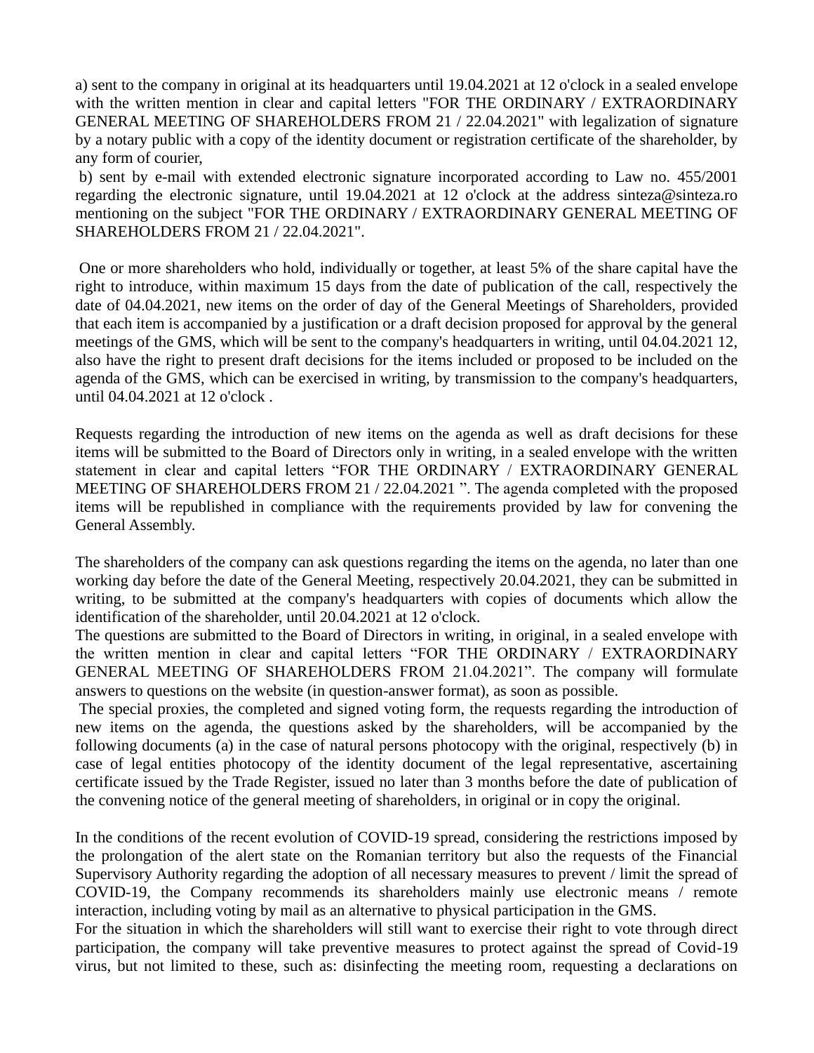a) sent to the company in original at its headquarters until 19.04.2021 at 12 o'clock in a sealed envelope with the written mention in clear and capital letters "FOR THE ORDINARY / EXTRAORDINARY GENERAL MEETING OF SHAREHOLDERS FROM 21 / 22.04.2021" with legalization of signature by a notary public with a copy of the identity document or registration certificate of the shareholder, by any form of courier,

b) sent by e-mail with extended electronic signature incorporated according to Law no. 455/2001 regarding the electronic signature, until 19.04.2021 at 12 o'clock at the address sinteza@sinteza.ro mentioning on the subject "FOR THE ORDINARY / EXTRAORDINARY GENERAL MEETING OF SHAREHOLDERS FROM 21 / 22.04.2021".

One or more shareholders who hold, individually or together, at least 5% of the share capital have the right to introduce, within maximum 15 days from the date of publication of the call, respectively the date of 04.04.2021, new items on the order of day of the General Meetings of Shareholders, provided that each item is accompanied by a justification or a draft decision proposed for approval by the general meetings of the GMS, which will be sent to the company's headquarters in writing, until 04.04.2021 12, also have the right to present draft decisions for the items included or proposed to be included on the agenda of the GMS, which can be exercised in writing, by transmission to the company's headquarters, until 04.04.2021 at 12 o'clock .

Requests regarding the introduction of new items on the agenda as well as draft decisions for these items will be submitted to the Board of Directors only in writing, in a sealed envelope with the written statement in clear and capital letters “FOR THE ORDINARY / EXTRAORDINARY GENERAL MEETING OF SHAREHOLDERS FROM 21 / 22.04.2021 ”. The agenda completed with the proposed items will be republished in compliance with the requirements provided by law for convening the General Assembly.

The shareholders of the company can ask questions regarding the items on the agenda, no later than one working day before the date of the General Meeting, respectively 20.04.2021, they can be submitted in writing, to be submitted at the company's headquarters with copies of documents which allow the identification of the shareholder, until 20.04.2021 at 12 o'clock.
The questions are submitted to the Board of Directors in writing, in original, in a sealed envelope with the written mention in clear and capital letters “FOR THE ORDINARY / EXTRAORDINARY GENERAL MEETING OF SHAREHOLDERS FROM 21.04.2021”. The company will formulate answers to questions on the website (in question-answer format), as soon as possible.
The special proxies, the completed and signed voting form, the requests regarding the introduction of new items on the agenda, the questions asked by the shareholders, will be accompanied by the following documents (a) in the case of natural persons photocopy with the original, respectively (b) in case of legal entities photocopy of the identity document of the legal representative, ascertaining certificate issued by the Trade Register, issued no later than 3 months before the date of publication of the convening notice of the general meeting of shareholders, in original or in copy the original.

In the conditions of the recent evolution of COVID-19 spread, considering the restrictions imposed by the prolongation of the alert state on the Romanian territory but also the requests of the Financial Supervisory Authority regarding the adoption of all necessary measures to prevent / limit the spread of COVID-19, the Company recommends its shareholders mainly use electronic means / remote interaction, including voting by mail as an alternative to physical participation in the GMS.
For the situation in which the shareholders will still want to exercise their right to vote through direct participation, the company will take preventive measures to protect against the spread of Covid-19 virus, but not limited to these, such as: disinfecting the meeting room, requesting a declarations on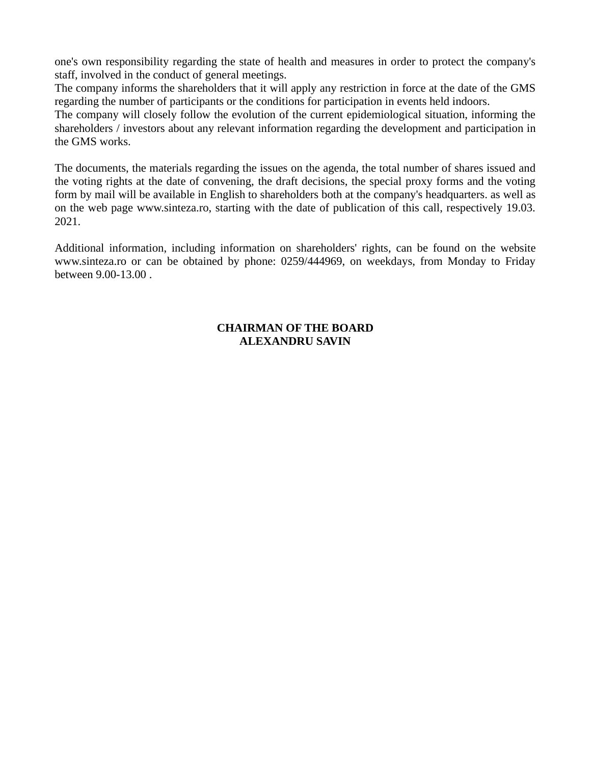one's own responsibility regarding the state of health and measures in order to protect the company's staff, involved in the conduct of general meetings.
The company informs the shareholders that it will apply any restriction in force at the date of the GMS regarding the number of participants or the conditions for participation in events held indoors.
The company will closely follow the evolution of the current epidemiological situation, informing the shareholders / investors about any relevant information regarding the development and participation in the GMS works.

The documents, the materials regarding the issues on the agenda, the total number of shares issued and the voting rights at the date of convening, the draft decisions, the special proxy forms and the voting form by mail will be available in English to shareholders both at the company's headquarters. as well as on the web page www.sinteza.ro, starting with the date of publication of this call, respectively 19.03. 2021.

Additional information, including information on shareholders' rights, can be found on the website www.sinteza.ro or can be obtained by phone: 0259/444969, on weekdays, from Monday to Friday between 9.00-13.00 .

**CHAIRMAN OF THE BOARD**
**ALEXANDRU SAVIN**